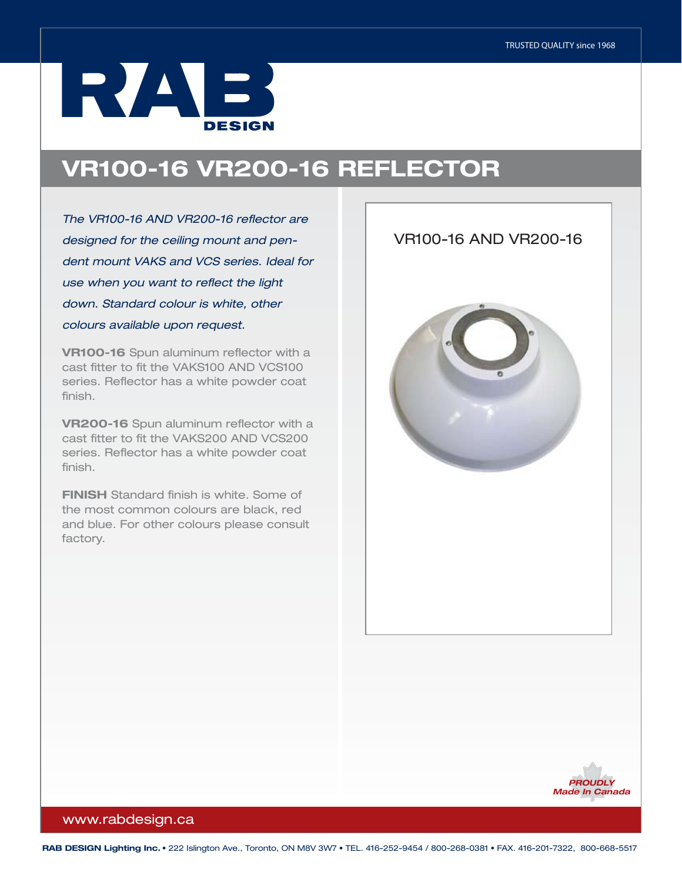TRUSTED QUALITY since 1968

RAB DESIGN

# VR100-16 VR200-16 REFLECTOR

*The VR100-16 AND VR200-16 reflector are designed for the ceiling mount and pendent mount VAKS and VCS series. Ideal for use when you want to reflect the light down. Standard colour is white, other colours available upon request.*

**VR100-16** Spun aluminum reflector with a cast fitter to fit the VAKS100 AND VCS100 series. Reflector has a white powder coat finish.

**VR200-16** Spun aluminum reflector with a cast fitter to fit the VAKS200 AND VCS200 series. Reflector has a white powder coat finish.

**FINISH** Standard finish is white. Some of the most common colours are black, red and blue. For other colours please consult factory.

VR100-16 AND VR200-16

PROUDLY Made In Canada

www.rabdesign.ca

**RAB DESIGN Lighting Inc.** • 222 Islington Ave., Toronto, ON M8V 3W7 • TEL. 416-252-9454 / 800-268-0381 • FAX. 416-201-7322, 800-668-5517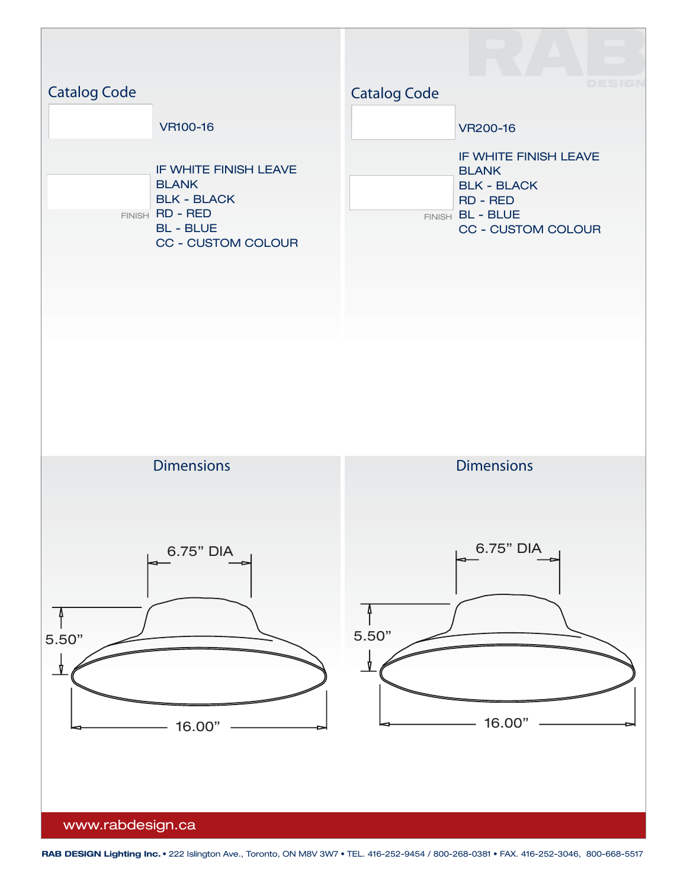## Catalog Code

VR100-16

FINISH

IF WHITE FINISH LEAVE BLANK
BLK - BLACK
RD - RED
BL - BLUE
CC - CUSTOM COLOUR

## Catalog Code

VR200-16

FINISH

IF WHITE FINISH LEAVE BLANK
BLK - BLACK
RD - RED
BL - BLUE
CC - CUSTOM COLOUR

## Dimensions

6.75” DIA

5.50”

16.00”

## Dimensions

6.75” DIA

5.50”

16.00”

www.rabdesign.ca

**RAB DESIGN Lighting Inc.** • 222 Islington Ave., Toronto, ON M8V 3W7 • TEL. 416-252-9454 / 800-268-0381 • FAX. 416-252-3046, 800-668-5517